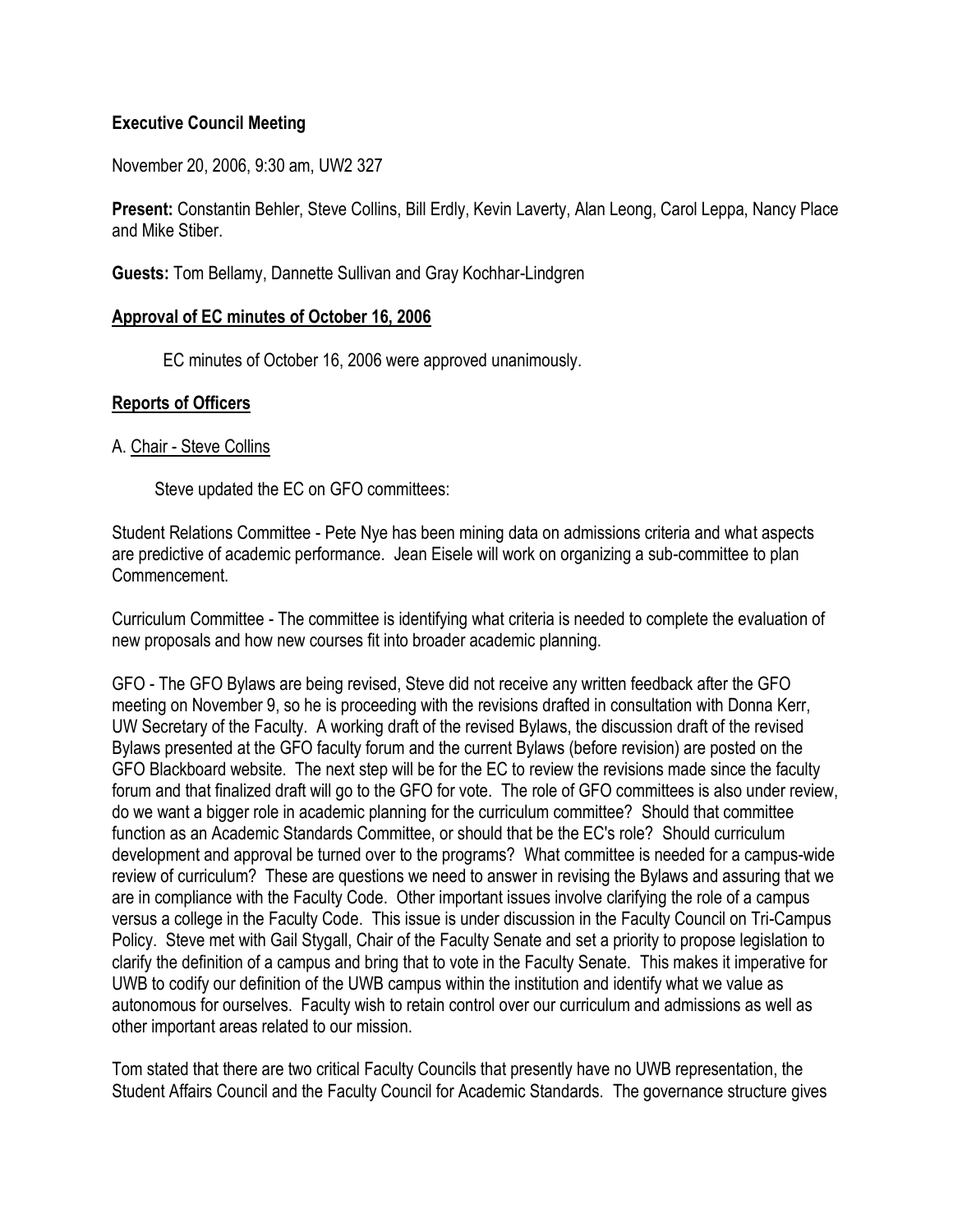**Executive Council Meeting**

November 20, 2006, 9:30 am, UW2 327

**Present:** Constantin Behler, Steve Collins, Bill Erdly, Kevin Laverty, Alan Leong, Carol Leppa, Nancy Place and Mike Stiber.

**Guests:** Tom Bellamy, Dannette Sullivan and Gray Kochhar-Lindgren

**Approval of EC minutes of October 16, 2006**

EC minutes of October 16, 2006 were approved unanimously.

**Reports of Officers**

A. Chair - Steve Collins

Steve updated the EC on GFO committees:

Student Relations Committee - Pete Nye has been mining data on admissions criteria and what aspects are predictive of academic performance. Jean Eisele will work on organizing a sub-committee to plan Commencement.

Curriculum Committee - The committee is identifying what criteria is needed to complete the evaluation of new proposals and how new courses fit into broader academic planning.

GFO - The GFO Bylaws are being revised, Steve did not receive any written feedback after the GFO meeting on November 9, so he is proceeding with the revisions drafted in consultation with Donna Kerr, UW Secretary of the Faculty. A working draft of the revised Bylaws, the discussion draft of the revised Bylaws presented at the GFO faculty forum and the current Bylaws (before revision) are posted on the GFO Blackboard website. The next step will be for the EC to review the revisions made since the faculty forum and that finalized draft will go to the GFO for vote. The role of GFO committees is also under review, do we want a bigger role in academic planning for the curriculum committee? Should that committee function as an Academic Standards Committee, or should that be the EC's role? Should curriculum development and approval be turned over to the programs? What committee is needed for a campus-wide review of curriculum? These are questions we need to answer in revising the Bylaws and assuring that we are in compliance with the Faculty Code. Other important issues involve clarifying the role of a campus versus a college in the Faculty Code. This issue is under discussion in the Faculty Council on Tri-Campus Policy. Steve met with Gail Stygall, Chair of the Faculty Senate and set a priority to propose legislation to clarify the definition of a campus and bring that to vote in the Faculty Senate. This makes it imperative for UWB to codify our definition of the UWB campus within the institution and identify what we value as autonomous for ourselves. Faculty wish to retain control over our curriculum and admissions as well as other important areas related to our mission.

Tom stated that there are two critical Faculty Councils that presently have no UWB representation, the Student Affairs Council and the Faculty Council for Academic Standards. The governance structure gives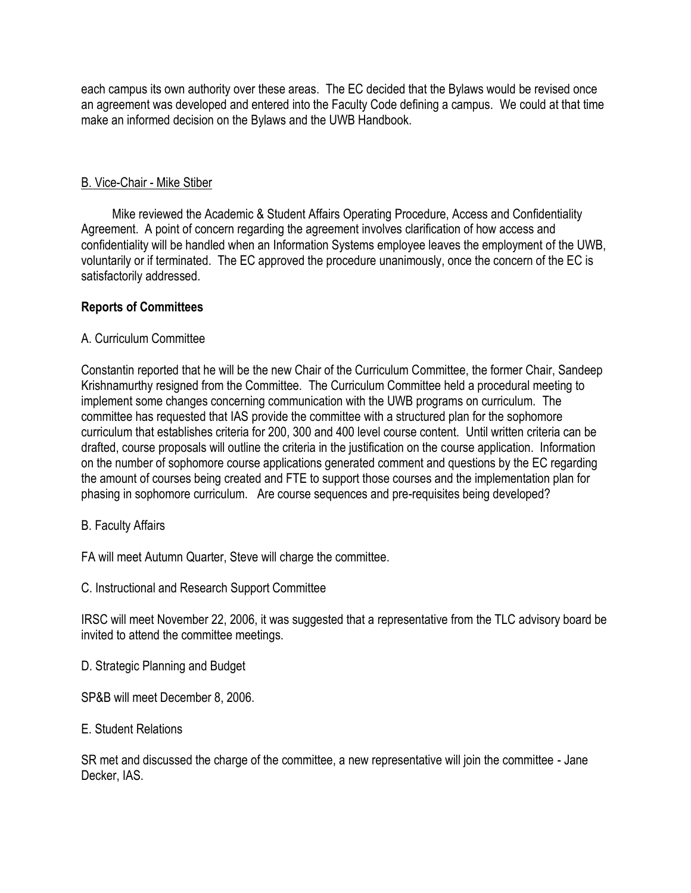each campus its own authority over these areas. The EC decided that the Bylaws would be revised once an agreement was developed and entered into the Faculty Code defining a campus. We could at that time make an informed decision on the Bylaws and the UWB Handbook.

B. Vice-Chair - Mike Stiber

Mike reviewed the Academic & Student Affairs Operating Procedure, Access and Confidentiality Agreement. A point of concern regarding the agreement involves clarification of how access and confidentiality will be handled when an Information Systems employee leaves the employment of the UWB, voluntarily or if terminated. The EC approved the procedure unanimously, once the concern of the EC is satisfactorily addressed.

**Reports of Committees**

A. Curriculum Committee

Constantin reported that he will be the new Chair of the Curriculum Committee, the former Chair, Sandeep Krishnamurthy resigned from the Committee. The Curriculum Committee held a procedural meeting to implement some changes concerning communication with the UWB programs on curriculum. The committee has requested that IAS provide the committee with a structured plan for the sophomore curriculum that establishes criteria for 200, 300 and 400 level course content. Until written criteria can be drafted, course proposals will outline the criteria in the justification on the course application. Information on the number of sophomore course applications generated comment and questions by the EC regarding the amount of courses being created and FTE to support those courses and the implementation plan for phasing in sophomore curriculum. Are course sequences and pre-requisites being developed?

B. Faculty Affairs

FA will meet Autumn Quarter, Steve will charge the committee.

C. Instructional and Research Support Committee

IRSC will meet November 22, 2006, it was suggested that a representative from the TLC advisory board be invited to attend the committee meetings.

D. Strategic Planning and Budget

SP&B will meet December 8, 2006.

E. Student Relations

SR met and discussed the charge of the committee, a new representative will join the committee - Jane Decker, IAS.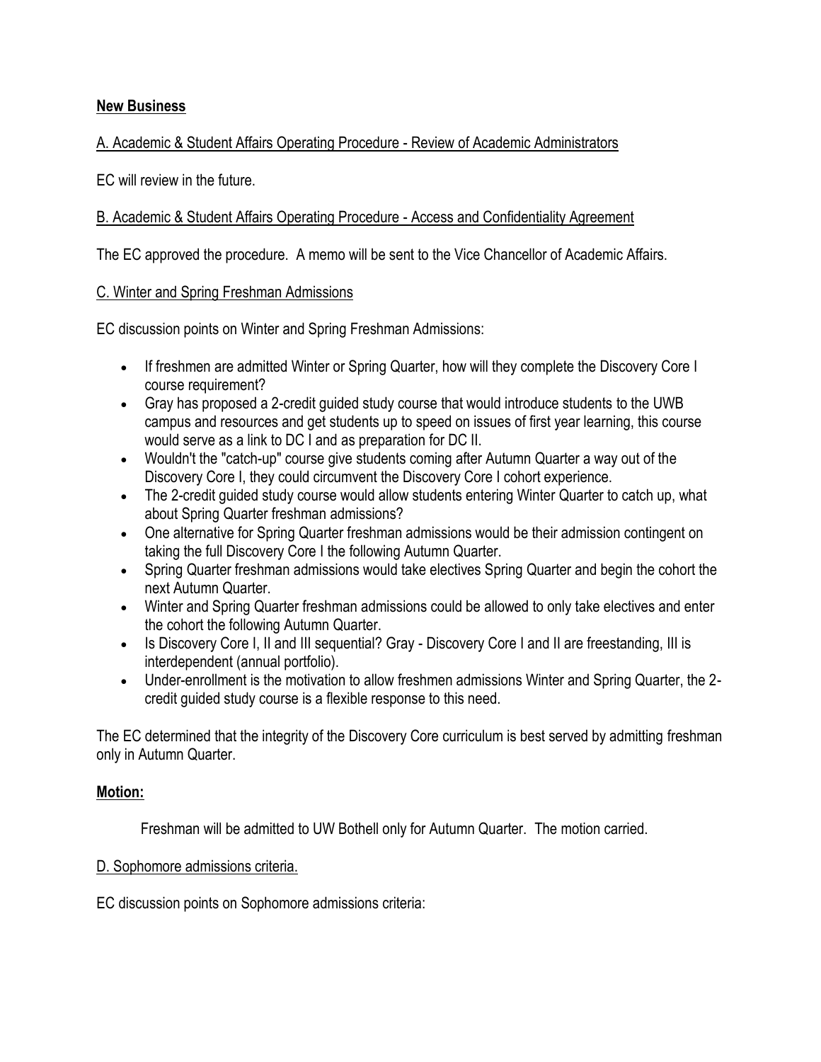## **New Business**

A. Academic & Student Affairs Operating Procedure - Review of Academic Administrators

EC will review in the future.

B. Academic & Student Affairs Operating Procedure - Access and Confidentiality Agreement

The EC approved the procedure. A memo will be sent to the Vice Chancellor of Academic Affairs.

C. Winter and Spring Freshman Admissions

EC discussion points on Winter and Spring Freshman Admissions:

- If freshmen are admitted Winter or Spring Quarter, how will they complete the Discovery Core I course requirement?
- Gray has proposed a 2-credit guided study course that would introduce students to the UWB campus and resources and get students up to speed on issues of first year learning, this course would serve as a link to DC I and as preparation for DC II.
- Wouldn't the "catch-up" course give students coming after Autumn Quarter a way out of the Discovery Core I, they could circumvent the Discovery Core I cohort experience.
- The 2-credit guided study course would allow students entering Winter Quarter to catch up, what about Spring Quarter freshman admissions?
- One alternative for Spring Quarter freshman admissions would be their admission contingent on taking the full Discovery Core I the following Autumn Quarter.
- Spring Quarter freshman admissions would take electives Spring Quarter and begin the cohort the next Autumn Quarter.
- Winter and Spring Quarter freshman admissions could be allowed to only take electives and enter the cohort the following Autumn Quarter.
- Is Discovery Core I, II and III sequential? Gray - Discovery Core I and II are freestanding, III is interdependent (annual portfolio).
- Under-enrollment is the motivation to allow freshmen admissions Winter and Spring Quarter, the 2-credit guided study course is a flexible response to this need.

The EC determined that the integrity of the Discovery Core curriculum is best served by admitting freshman only in Autumn Quarter.

**Motion:**

Freshman will be admitted to UW Bothell only for Autumn Quarter. The motion carried.

D. Sophomore admissions criteria.

EC discussion points on Sophomore admissions criteria: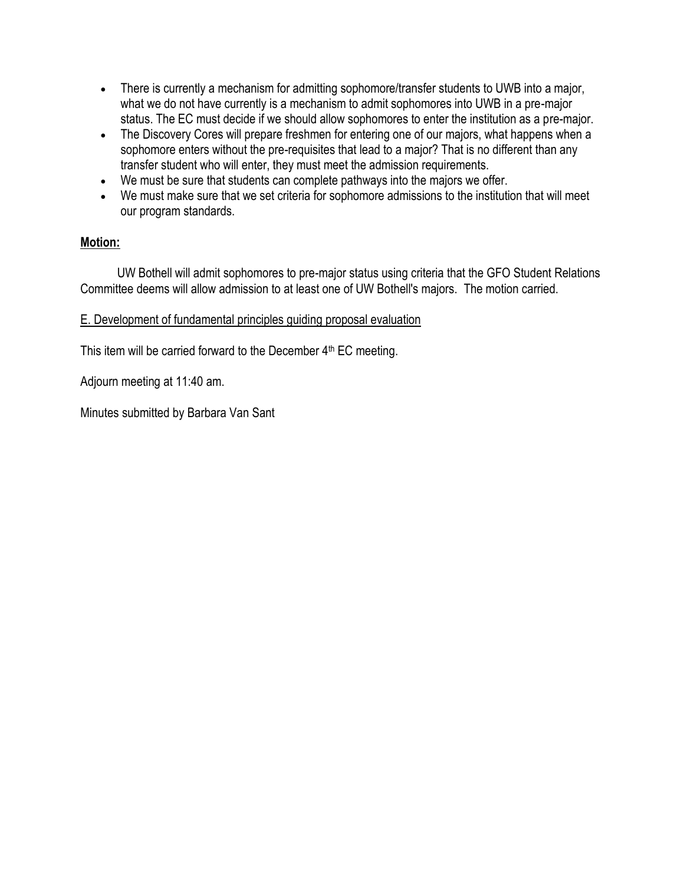- There is currently a mechanism for admitting sophomore/transfer students to UWB into a major, what we do not have currently is a mechanism to admit sophomores into UWB in a pre-major status. The EC must decide if we should allow sophomores to enter the institution as a pre-major.
- The Discovery Cores will prepare freshmen for entering one of our majors, what happens when a sophomore enters without the pre-requisites that lead to a major? That is no different than any transfer student who will enter, they must meet the admission requirements.
- We must be sure that students can complete pathways into the majors we offer.
- We must make sure that we set criteria for sophomore admissions to the institution that will meet our program standards.

**Motion:**

UW Bothell will admit sophomores to pre-major status using criteria that the GFO Student Relations Committee deems will allow admission to at least one of UW Bothell's majors. The motion carried.

E. Development of fundamental principles guiding proposal evaluation

This item will be carried forward to the December 4th EC meeting.

Adjourn meeting at 11:40 am.

Minutes submitted by Barbara Van Sant